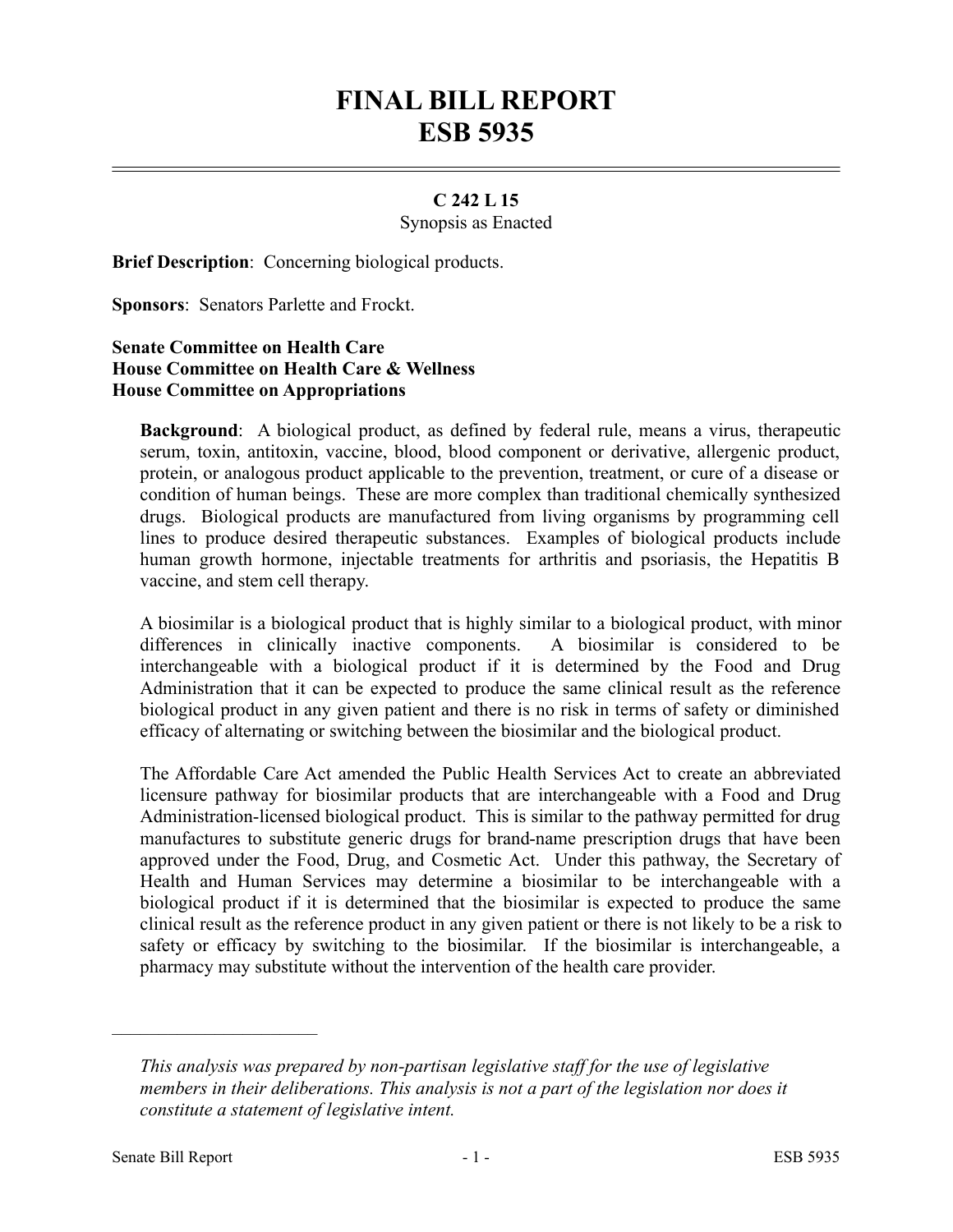# FINAL BILL REPORT
# ESB 5935

**C 242 L 15**

Synopsis as Enacted

**Brief Description**: Concerning biological products.

**Sponsors**: Senators Parlette and Frockt.

**Senate Committee on Health Care**
**House Committee on Health Care & Wellness**
**House Committee on Appropriations**

**Background**: A biological product, as defined by federal rule, means a virus, therapeutic serum, toxin, antitoxin, vaccine, blood, blood component or derivative, allergenic product, protein, or analogous product applicable to the prevention, treatment, or cure of a disease or condition of human beings. These are more complex than traditional chemically synthesized drugs. Biological products are manufactured from living organisms by programming cell lines to produce desired therapeutic substances. Examples of biological products include human growth hormone, injectable treatments for arthritis and psoriasis, the Hepatitis B vaccine, and stem cell therapy.

A biosimilar is a biological product that is highly similar to a biological product, with minor differences in clinically inactive components. A biosimilar is considered to be interchangeable with a biological product if it is determined by the Food and Drug Administration that it can be expected to produce the same clinical result as the reference biological product in any given patient and there is no risk in terms of safety or diminished efficacy of alternating or switching between the biosimilar and the biological product.

The Affordable Care Act amended the Public Health Services Act to create an abbreviated licensure pathway for biosimilar products that are interchangeable with a Food and Drug Administration-licensed biological product. This is similar to the pathway permitted for drug manufactures to substitute generic drugs for brand-name prescription drugs that have been approved under the Food, Drug, and Cosmetic Act. Under this pathway, the Secretary of Health and Human Services may determine a biosimilar to be interchangeable with a biological product if it is determined that the biosimilar is expected to produce the same clinical result as the reference product in any given patient or there is not likely to be a risk to safety or efficacy by switching to the biosimilar. If the biosimilar is interchangeable, a pharmacy may substitute without the intervention of the health care provider.

---

*This analysis was prepared by non-partisan legislative staff for the use of legislative members in their deliberations. This analysis is not a part of the legislation nor does it constitute a statement of legislative intent.*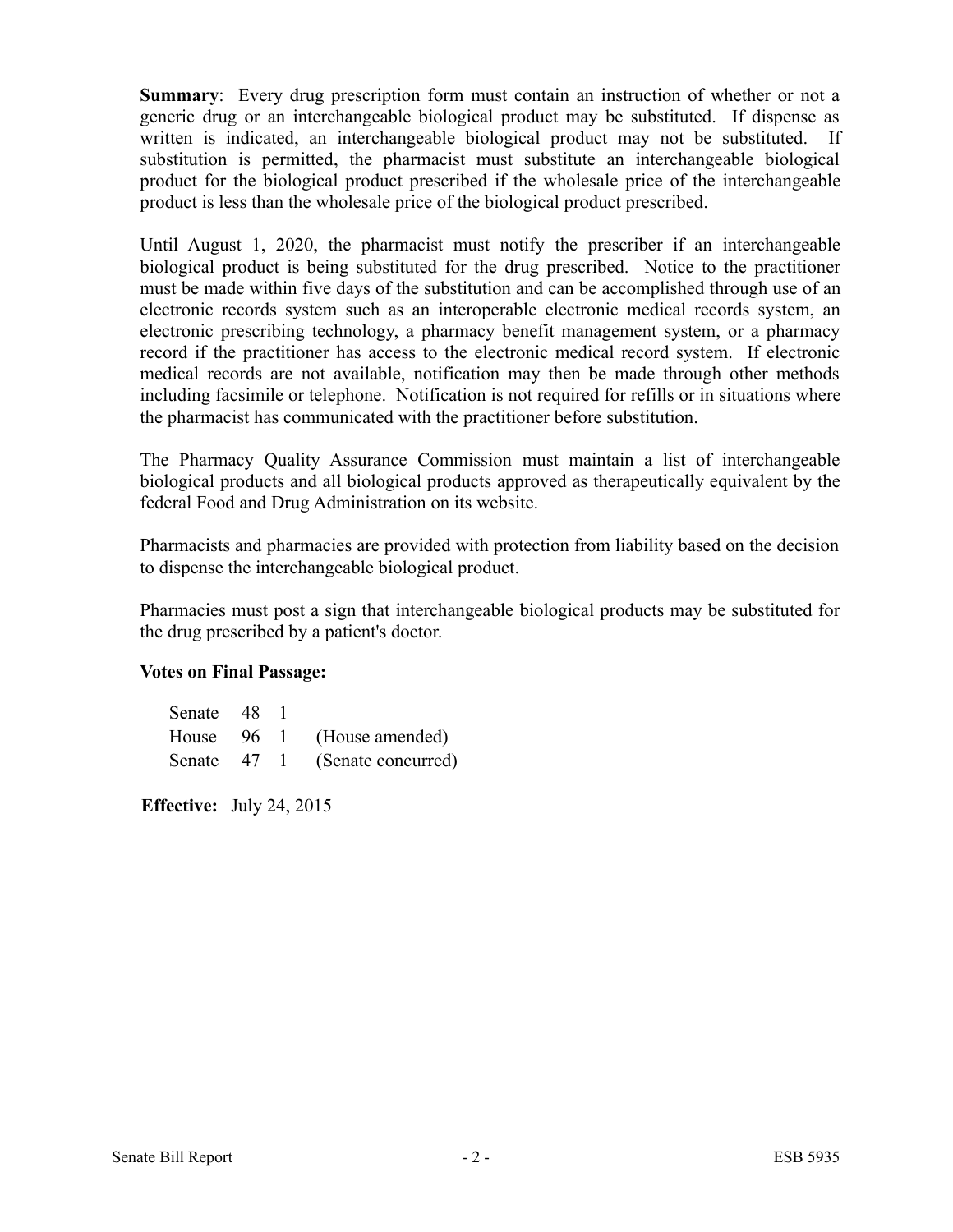**Summary**: Every drug prescription form must contain an instruction of whether or not a generic drug or an interchangeable biological product may be substituted. If dispense as written is indicated, an interchangeable biological product may not be substituted. If substitution is permitted, the pharmacist must substitute an interchangeable biological product for the biological product prescribed if the wholesale price of the interchangeable product is less than the wholesale price of the biological product prescribed.

Until August 1, 2020, the pharmacist must notify the prescriber if an interchangeable biological product is being substituted for the drug prescribed. Notice to the practitioner must be made within five days of the substitution and can be accomplished through use of an electronic records system such as an interoperable electronic medical records system, an electronic prescribing technology, a pharmacy benefit management system, or a pharmacy record if the practitioner has access to the electronic medical record system. If electronic medical records are not available, notification may then be made through other methods including facsimile or telephone. Notification is not required for refills or in situations where the pharmacist has communicated with the practitioner before substitution.

The Pharmacy Quality Assurance Commission must maintain a list of interchangeable biological products and all biological products approved as therapeutically equivalent by the federal Food and Drug Administration on its website.

Pharmacists and pharmacies are provided with protection from liability based on the decision to dispense the interchangeable biological product.

Pharmacies must post a sign that interchangeable biological products may be substituted for the drug prescribed by a patient's doctor.

**Votes on Final Passage:**

| | | | |
|---|---|---|---|
| Senate | 48 | 1 | |
| House | 96 | 1 | (House amended) |
| Senate | 47 | 1 | (Senate concurred) |

**Effective:** July 24, 2015